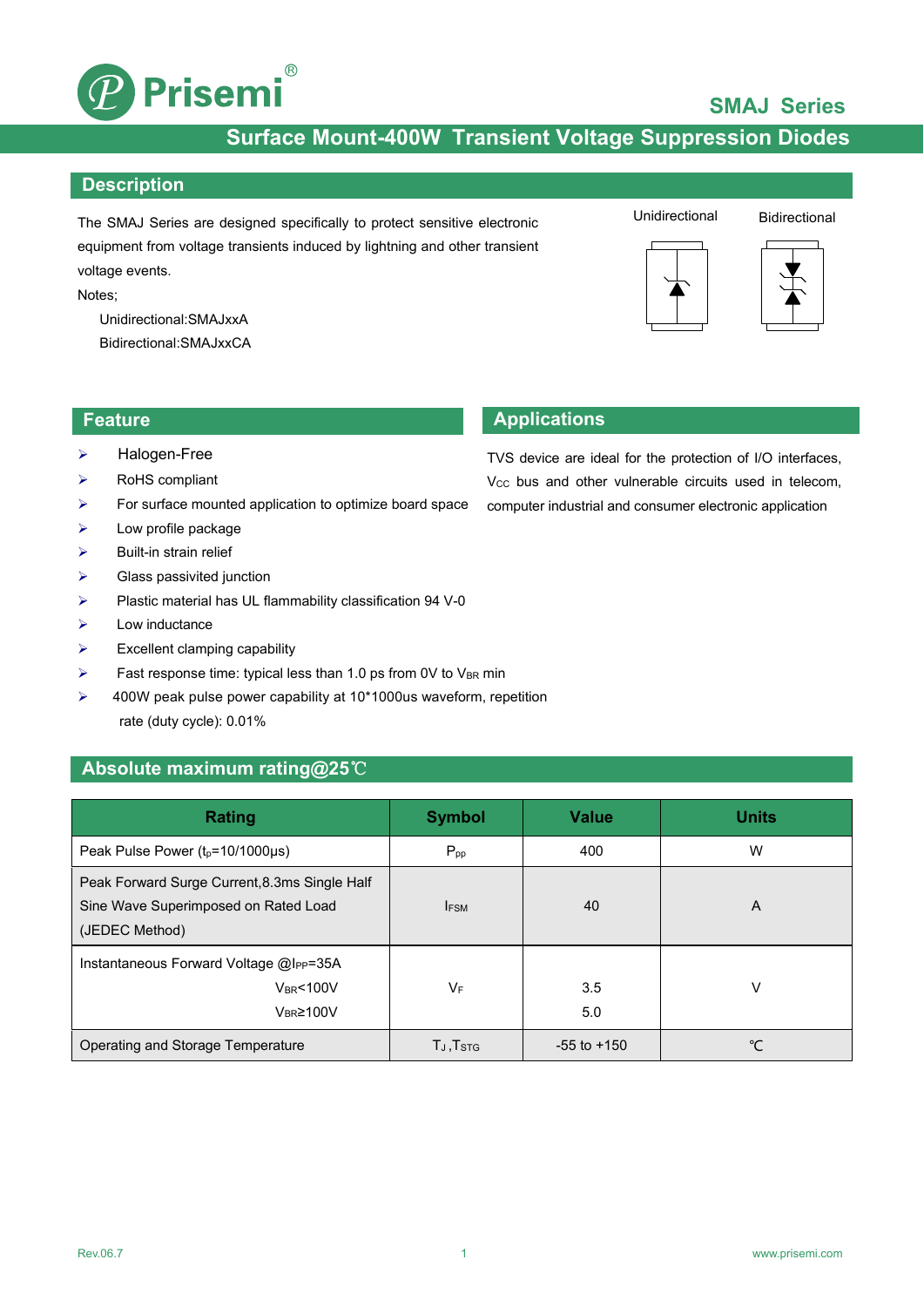# Prisemi

**SMAJ Series**

## Surface Mount-400W Transient Voltage Suppression Diodes

## Description

The SMAJ Series are designed specifically to protect sensitive electronic equipment from voltage transients induced by lightning and other transient voltage events.

Notes;

Unidirectional:SMAJxxA

Bidirectional:SMAJxxCA

Unidirectional Bidirectional

## Feature

- Halogen-Free
- RoHS compliant
- For surface mounted application to optimize board space
- Low profile package
- Built-in strain relief
- Glass passivited junction
- Plastic material has UL flammability classification 94 V-0
- Low inductance
- Excellent clamping capability
- Fast response time: typical less than 1.0 ps from 0V to $V_{BR}$ min
- 400W peak pulse power capability at 10*1000us waveform, repetition rate (duty cycle): 0.01%

## Applications

TVS device are ideal for the protection of I/O interfaces, $V_{CC}$ bus and other vulnerable circuits used in telecom, computer industrial and consumer electronic application

## Absolute maximum rating@25℃

| Rating | Symbol | Value | Units |
|---|---|---|---|
| Peak Pulse Power ($t_p$=10/1000μs) | $P_{pp}$ | 400 | W |
| Peak Forward Surge Current,8.3ms Single Half Sine Wave Superimposed on Rated Load (JEDEC Method) | $I_{FSM}$ | 40 | A |
| Instantaneous Forward Voltage @$I_{PP}$=35A<br>$V_{BR}$<100V<br>$V_{BR}$≥100V | $V_F$ | <br>3.5<br>5.0 | V |
| Operating and Storage Temperature | $T_J$ ,$T_{STG}$ | -55 to +150 | ℃ |

Rev.06.7 www.prisemi.com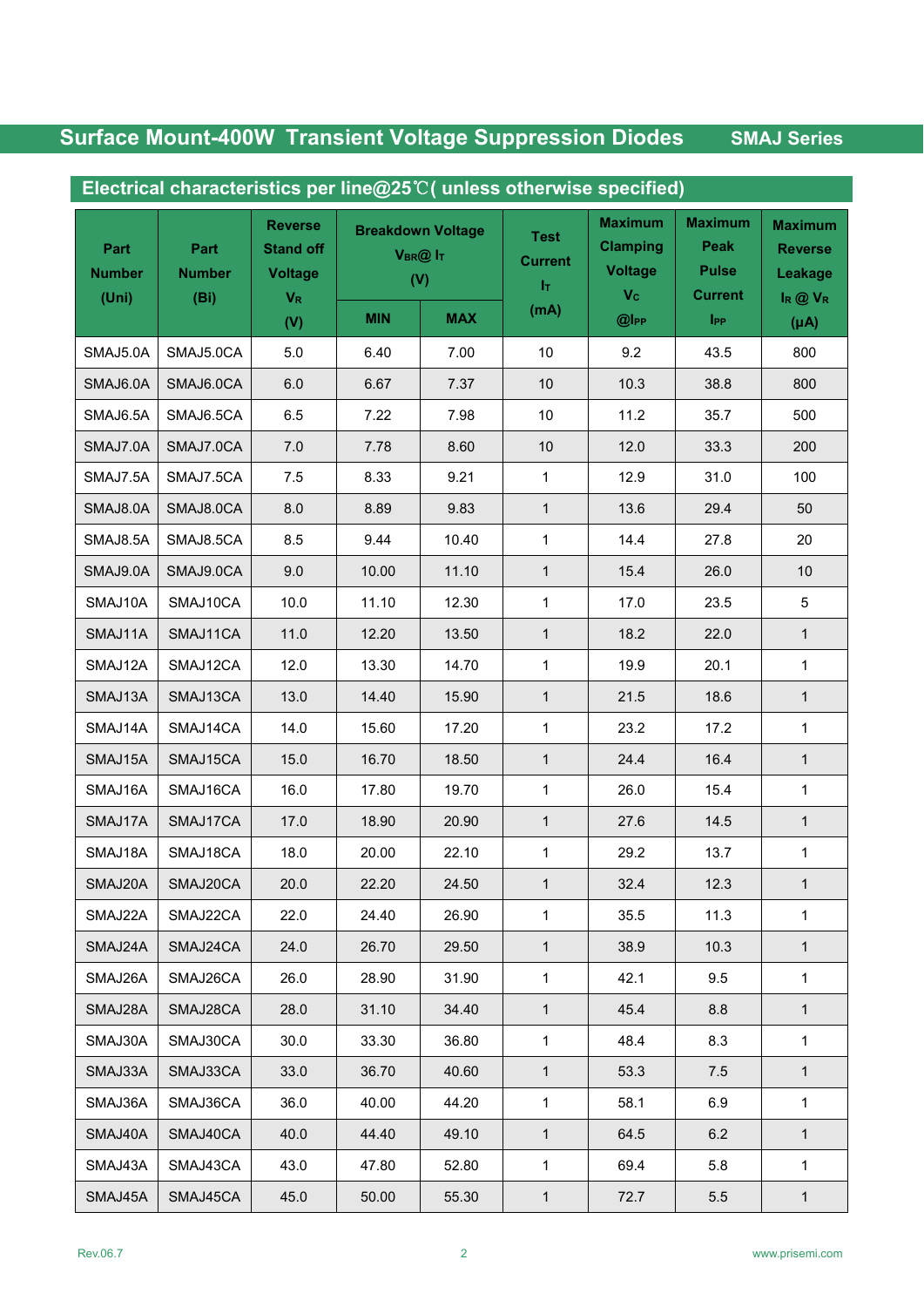## Surface Mount-400W Transient Voltage Suppression Diodes — SMAJ Series

### Electrical characteristics per line@25℃( unless otherwise specified)

| Part Number (Uni) | Part Number (Bi) | Reverse Stand off Voltage $V_R$ (V) | Breakdown Voltage $V_{BR}$@ $I_T$ (V) | | Test Current $I_T$ (mA) | Maximum Clamping Voltage $V_C$ @$I_{PP}$ | Maximum Peak Pulse Current $I_{PP}$ | Maximum Reverse Leakage $I_R$ @ $V_R$ (μA) |
|---|---|---|---|---|---|---|---|---|
| | | | MIN | MAX | | | | |
| SMAJ5.0A | SMAJ5.0CA | 5.0 | 6.40 | 7.00 | 10 | 9.2 | 43.5 | 800 |
| SMAJ6.0A | SMAJ6.0CA | 6.0 | 6.67 | 7.37 | 10 | 10.3 | 38.8 | 800 |
| SMAJ6.5A | SMAJ6.5CA | 6.5 | 7.22 | 7.98 | 10 | 11.2 | 35.7 | 500 |
| SMAJ7.0A | SMAJ7.0CA | 7.0 | 7.78 | 8.60 | 10 | 12.0 | 33.3 | 200 |
| SMAJ7.5A | SMAJ7.5CA | 7.5 | 8.33 | 9.21 | 1 | 12.9 | 31.0 | 100 |
| SMAJ8.0A | SMAJ8.0CA | 8.0 | 8.89 | 9.83 | 1 | 13.6 | 29.4 | 50 |
| SMAJ8.5A | SMAJ8.5CA | 8.5 | 9.44 | 10.40 | 1 | 14.4 | 27.8 | 20 |
| SMAJ9.0A | SMAJ9.0CA | 9.0 | 10.00 | 11.10 | 1 | 15.4 | 26.0 | 10 |
| SMAJ10A | SMAJ10CA | 10.0 | 11.10 | 12.30 | 1 | 17.0 | 23.5 | 5 |
| SMAJ11A | SMAJ11CA | 11.0 | 12.20 | 13.50 | 1 | 18.2 | 22.0 | 1 |
| SMAJ12A | SMAJ12CA | 12.0 | 13.30 | 14.70 | 1 | 19.9 | 20.1 | 1 |
| SMAJ13A | SMAJ13CA | 13.0 | 14.40 | 15.90 | 1 | 21.5 | 18.6 | 1 |
| SMAJ14A | SMAJ14CA | 14.0 | 15.60 | 17.20 | 1 | 23.2 | 17.2 | 1 |
| SMAJ15A | SMAJ15CA | 15.0 | 16.70 | 18.50 | 1 | 24.4 | 16.4 | 1 |
| SMAJ16A | SMAJ16CA | 16.0 | 17.80 | 19.70 | 1 | 26.0 | 15.4 | 1 |
| SMAJ17A | SMAJ17CA | 17.0 | 18.90 | 20.90 | 1 | 27.6 | 14.5 | 1 |
| SMAJ18A | SMAJ18CA | 18.0 | 20.00 | 22.10 | 1 | 29.2 | 13.7 | 1 |
| SMAJ20A | SMAJ20CA | 20.0 | 22.20 | 24.50 | 1 | 32.4 | 12.3 | 1 |
| SMAJ22A | SMAJ22CA | 22.0 | 24.40 | 26.90 | 1 | 35.5 | 11.3 | 1 |
| SMAJ24A | SMAJ24CA | 24.0 | 26.70 | 29.50 | 1 | 38.9 | 10.3 | 1 |
| SMAJ26A | SMAJ26CA | 26.0 | 28.90 | 31.90 | 1 | 42.1 | 9.5 | 1 |
| SMAJ28A | SMAJ28CA | 28.0 | 31.10 | 34.40 | 1 | 45.4 | 8.8 | 1 |
| SMAJ30A | SMAJ30CA | 30.0 | 33.30 | 36.80 | 1 | 48.4 | 8.3 | 1 |
| SMAJ33A | SMAJ33CA | 33.0 | 36.70 | 40.60 | 1 | 53.3 | 7.5 | 1 |
| SMAJ36A | SMAJ36CA | 36.0 | 40.00 | 44.20 | 1 | 58.1 | 6.9 | 1 |
| SMAJ40A | SMAJ40CA | 40.0 | 44.40 | 49.10 | 1 | 64.5 | 6.2 | 1 |
| SMAJ43A | SMAJ43CA | 43.0 | 47.80 | 52.80 | 1 | 69.4 | 5.8 | 1 |
| SMAJ45A | SMAJ45CA | 45.0 | 50.00 | 55.30 | 1 | 72.7 | 5.5 | 1 |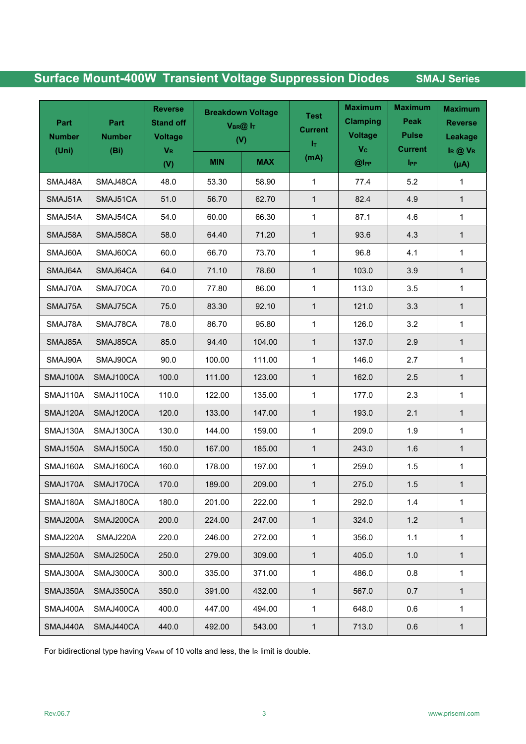## Surface Mount-400W Transient Voltage Suppression Diodes — SMAJ Series

| Part Number (Uni) | Part Number (Bi) | Reverse Stand off Voltage $V_R$ (V) | Breakdown Voltage $V_{BR}$@ $I_T$ (V) | | Test Current $I_T$ (mA) | Maximum Clamping Voltage $V_C$ @$I_{PP}$ | Maximum Peak Pulse Current $I_{PP}$ | Maximum Reverse Leakage $I_R$ @ $V_R$ (μA) |
|---|---|---|---|---|---|---|---|---|
| | | | MIN | MAX | | | | |
| SMAJ48A | SMAJ48CA | 48.0 | 53.30 | 58.90 | 1 | 77.4 | 5.2 | 1 |
| SMAJ51A | SMAJ51CA | 51.0 | 56.70 | 62.70 | 1 | 82.4 | 4.9 | 1 |
| SMAJ54A | SMAJ54CA | 54.0 | 60.00 | 66.30 | 1 | 87.1 | 4.6 | 1 |
| SMAJ58A | SMAJ58CA | 58.0 | 64.40 | 71.20 | 1 | 93.6 | 4.3 | 1 |
| SMAJ60A | SMAJ60CA | 60.0 | 66.70 | 73.70 | 1 | 96.8 | 4.1 | 1 |
| SMAJ64A | SMAJ64CA | 64.0 | 71.10 | 78.60 | 1 | 103.0 | 3.9 | 1 |
| SMAJ70A | SMAJ70CA | 70.0 | 77.80 | 86.00 | 1 | 113.0 | 3.5 | 1 |
| SMAJ75A | SMAJ75CA | 75.0 | 83.30 | 92.10 | 1 | 121.0 | 3.3 | 1 |
| SMAJ78A | SMAJ78CA | 78.0 | 86.70 | 95.80 | 1 | 126.0 | 3.2 | 1 |
| SMAJ85A | SMAJ85CA | 85.0 | 94.40 | 104.00 | 1 | 137.0 | 2.9 | 1 |
| SMAJ90A | SMAJ90CA | 90.0 | 100.00 | 111.00 | 1 | 146.0 | 2.7 | 1 |
| SMAJ100A | SMAJ100CA | 100.0 | 111.00 | 123.00 | 1 | 162.0 | 2.5 | 1 |
| SMAJ110A | SMAJ110CA | 110.0 | 122.00 | 135.00 | 1 | 177.0 | 2.3 | 1 |
| SMAJ120A | SMAJ120CA | 120.0 | 133.00 | 147.00 | 1 | 193.0 | 2.1 | 1 |
| SMAJ130A | SMAJ130CA | 130.0 | 144.00 | 159.00 | 1 | 209.0 | 1.9 | 1 |
| SMAJ150A | SMAJ150CA | 150.0 | 167.00 | 185.00 | 1 | 243.0 | 1.6 | 1 |
| SMAJ160A | SMAJ160CA | 160.0 | 178.00 | 197.00 | 1 | 259.0 | 1.5 | 1 |
| SMAJ170A | SMAJ170CA | 170.0 | 189.00 | 209.00 | 1 | 275.0 | 1.5 | 1 |
| SMAJ180A | SMAJ180CA | 180.0 | 201.00 | 222.00 | 1 | 292.0 | 1.4 | 1 |
| SMAJ200A | SMAJ200CA | 200.0 | 224.00 | 247.00 | 1 | 324.0 | 1.2 | 1 |
| SMAJ220A | SMAJ220A | 220.0 | 246.00 | 272.00 | 1 | 356.0 | 1.1 | 1 |
| SMAJ250A | SMAJ250CA | 250.0 | 279.00 | 309.00 | 1 | 405.0 | 1.0 | 1 |
| SMAJ300A | SMAJ300CA | 300.0 | 335.00 | 371.00 | 1 | 486.0 | 0.8 | 1 |
| SMAJ350A | SMAJ350CA | 350.0 | 391.00 | 432.00 | 1 | 567.0 | 0.7 | 1 |
| SMAJ400A | SMAJ400CA | 400.0 | 447.00 | 494.00 | 1 | 648.0 | 0.6 | 1 |
| SMAJ440A | SMAJ440CA | 440.0 | 492.00 | 543.00 | 1 | 713.0 | 0.6 | 1 |

For bidirectional type having $V_{RWM}$ of 10 volts and less, the $I_R$ limit is double.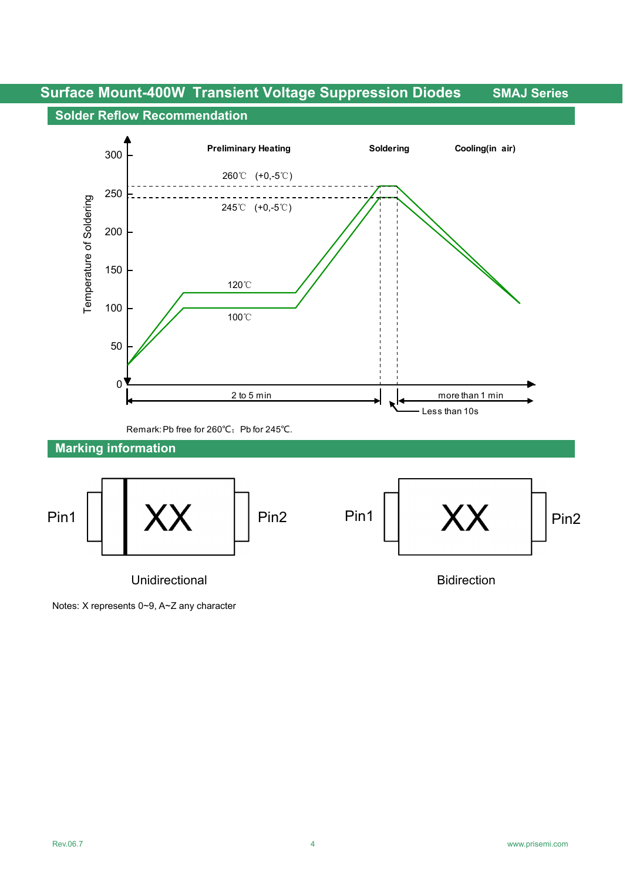## Solder Reflow Recommendation

Preliminary Heating | Soldering | Cooling(in air)

Temperature of Soldering: 0, 50, 100, 150, 200, 250, 300

260℃ (+0,-5℃)

245℃ (+0,-5℃)

120℃

100℃

2 to 5 min

more than 1 min

Less than 10s

Remark: Pb free for 260℃；Pb for 245℃.

## Marking information

Pin1 XX Pin2

Unidirectional

Pin1 XX Pin2

Bidirection

Notes: X represents 0~9, A~Z any character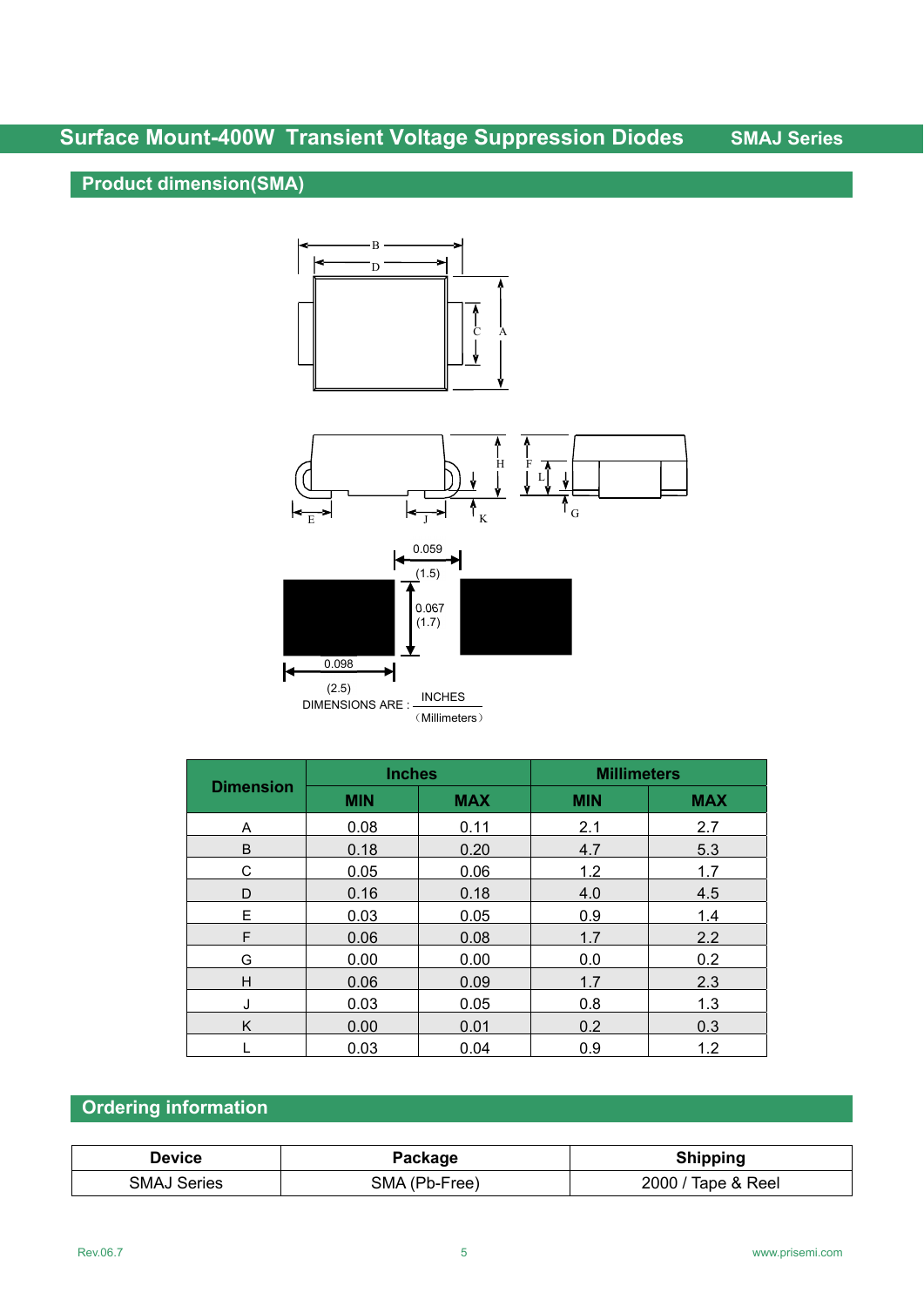## Product dimension(SMA)

0.059 (1.5)

0.067 (1.7)

0.098 (2.5)

DIMENSIONS ARE : INCHES (Millimeters)

| Dimension | Inches | | Millimeters | |
|---|---|---|---|---|
| | MIN | MAX | MIN | MAX |
| A | 0.08 | 0.11 | 2.1 | 2.7 |
| B | 0.18 | 0.20 | 4.7 | 5.3 |
| C | 0.05 | 0.06 | 1.2 | 1.7 |
| D | 0.16 | 0.18 | 4.0 | 4.5 |
| E | 0.03 | 0.05 | 0.9 | 1.4 |
| F | 0.06 | 0.08 | 1.7 | 2.2 |
| G | 0.00 | 0.00 | 0.0 | 0.2 |
| H | 0.06 | 0.09 | 1.7 | 2.3 |
| J | 0.03 | 0.05 | 0.8 | 1.3 |
| K | 0.00 | 0.01 | 0.2 | 0.3 |
| L | 0.03 | 0.04 | 0.9 | 1.2 |

## Ordering information

| Device | Package | Shipping |
|---|---|---|
| SMAJ Series | SMA (Pb-Free) | 2000 / Tape & Reel |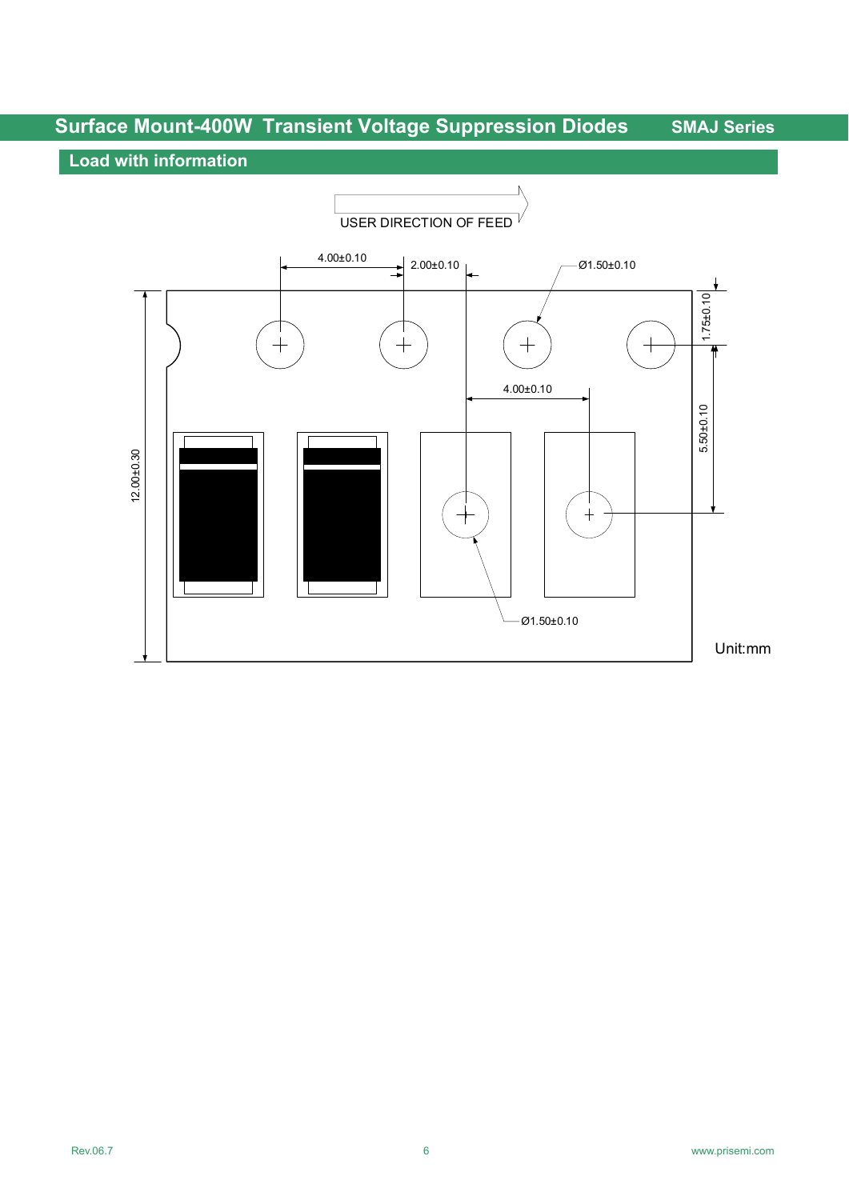# Surface Mount-400W Transient Voltage Suppression Diodes — SMAJ Series

## Load with information

USER DIRECTION OF FEED

4.00±0.10

2.00±0.10

Ø1.50±0.10

1.75±0.10

4.00±0.10

5.50±0.10

12.00±0.30

Ø1.50±0.10

Unit:mm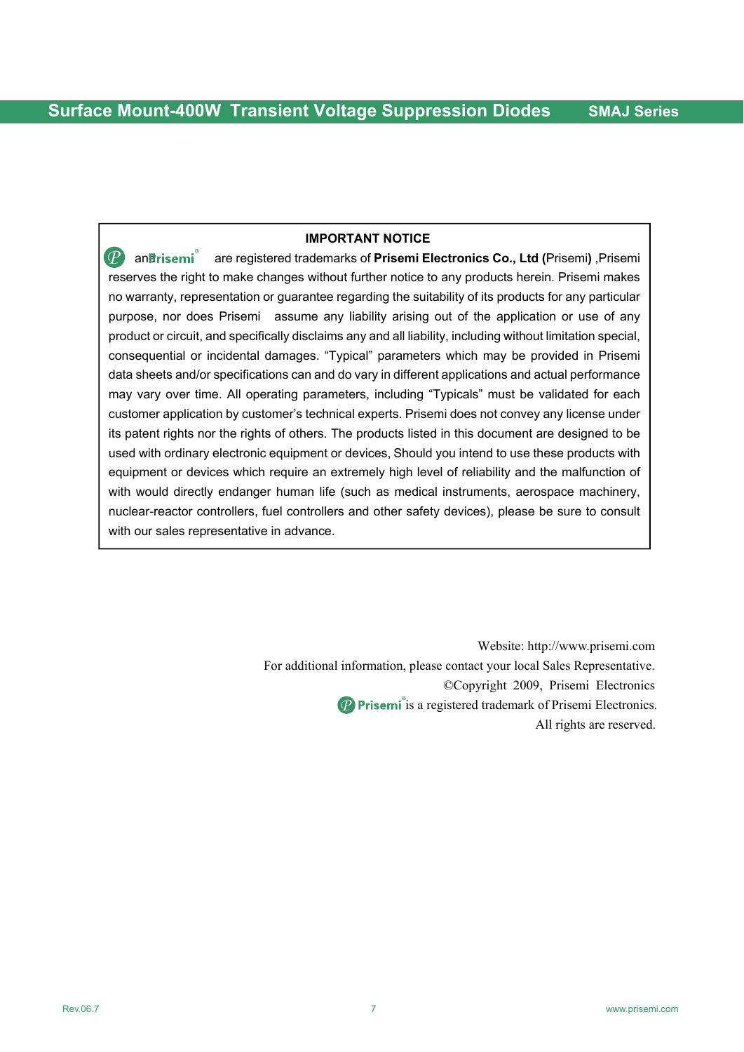### IMPORTANT NOTICE

and Prisemi® are registered trademarks of **Prisemi Electronics Co., Ltd (**Prisemi**)** ,Prisemi reserves the right to make changes without further notice to any products herein. Prisemi makes no warranty, representation or guarantee regarding the suitability of its products for any particular purpose, nor does Prisemi assume any liability arising out of the application or use of any product or circuit, and specifically disclaims any and all liability, including without limitation special, consequential or incidental damages. "Typical" parameters which may be provided in Prisemi data sheets and/or specifications can and do vary in different applications and actual performance may vary over time. All operating parameters, including "Typicals" must be validated for each customer application by customer's technical experts. Prisemi does not convey any license under its patent rights nor the rights of others. The products listed in this document are designed to be used with ordinary electronic equipment or devices, Should you intend to use these products with equipment or devices which require an extremely high level of reliability and the malfunction of with would directly endanger human life (such as medical instruments, aerospace machinery, nuclear-reactor controllers, fuel controllers and other safety devices), please be sure to consult with our sales representative in advance.

Website: http://www.prisemi.com

For additional information, please contact your local Sales Representative.

©Copyright 2009, Prisemi Electronics

Prisemi® is a registered trademark of Prisemi Electronics.

All rights are reserved.